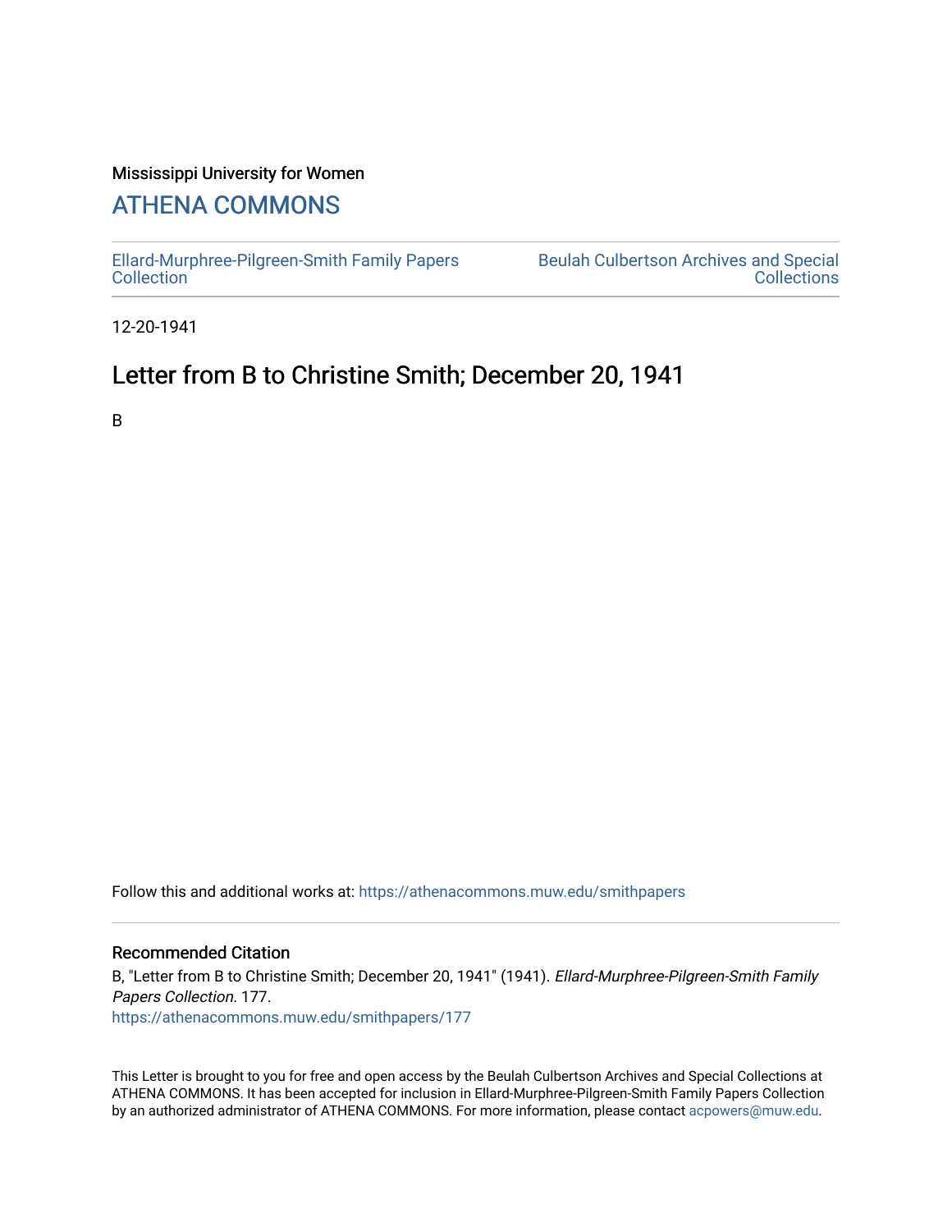Mississippi University for Women

# ATHENA COMMONS

Ellard-Murphree-Pilgreen-Smith Family Papers Collection

Beulah Culbertson Archives and Special Collections

12-20-1941

## Letter from B to Christine Smith; December 20, 1941

B

Follow this and additional works at: https://athenacommons.muw.edu/smithpapers

### Recommended Citation

B, "Letter from B to Christine Smith; December 20, 1941" (1941). *Ellard-Murphree-Pilgreen-Smith Family Papers Collection*. 177.
https://athenacommons.muw.edu/smithpapers/177

This Letter is brought to you for free and open access by the Beulah Culbertson Archives and Special Collections at ATHENA COMMONS. It has been accepted for inclusion in Ellard-Murphree-Pilgreen-Smith Family Papers Collection by an authorized administrator of ATHENA COMMONS. For more information, please contact acpowers@muw.edu.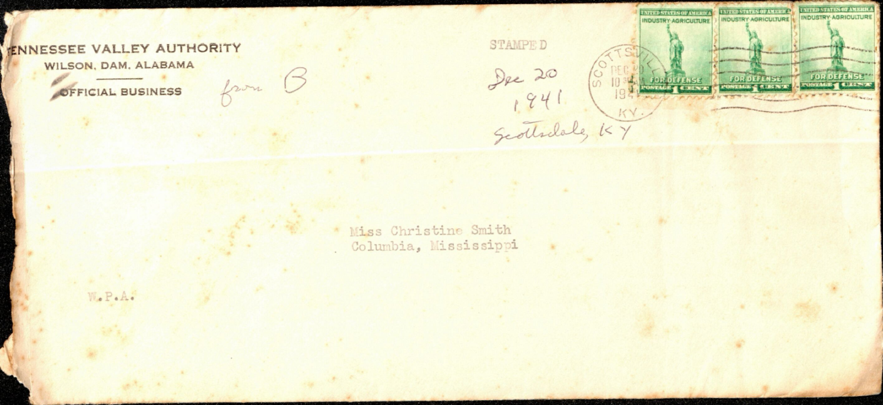TENNESSEE VALLEY AUTHORITY
WILSON, DAM, ALABAMA

OFFICIAL BUSINESS

from B

STAMPED

Dec 20
1941
Scottsdale, KY

SCOTTSVILLE
DEC 20
10 AM
1941
KY.

UNITED STATES OF AMERICA
INDUSTRY AGRICULTURE
FOR DEFENSE
POSTAGE 1 CENT

UNITED STATES OF AMERICA
INDUSTRY AGRICULTURE
FOR DEFENSE
POSTAGE 1 CENT

UNITED STATES OF AMERICA
INDUSTRY AGRICULTURE
FOR DEFENSE
POSTAGE 1 CENT

Miss Christine Smith
Columbia, Mississippi

W.P.A.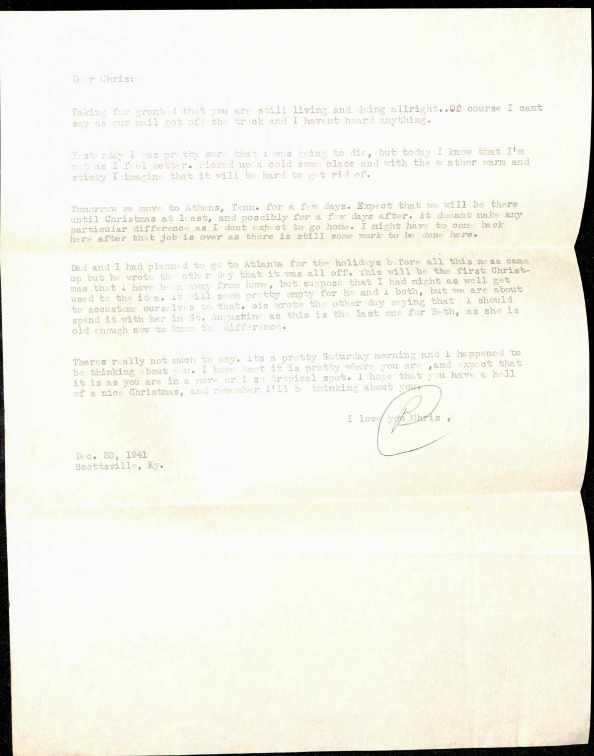Dear Chris:

Taking for granted that you are still living and doing allright..Of course I cant say as our mail got off the track and I havent heard anything.

Yesterday I was pretty sure that I was going to die, but today I know that I'm not as I feel better. Picked up a cold some place and with the weather warm and sticky I imagine that it will be hard to get rid of.

Tomorrow we move to Athens, Tenn. for a few days. Expect that we will be there until Christmas at least, and possibly for a few days after. It doesnt make any particular difference as I dont expect to go home. I might have to come back here after that job is over as there is still some work to be done here.

Dad and I had planned to go to Atlanta for the holidays before all this mess came up but he wrote the other day that it was all off. This will be the first Christmas that I have been away from home, but suppose that I had might as well get used to the idea. It will seem pretty empty for he and I both, but we are about to accustome ourselves to that. Sis wrote the other day saying that I should spend it with her in St. Augustine as this is the last one for Beth, as she is old enough now to know the difference.

Theres really not much to say. Its a pretty Saturday morning and I happened to be thinking about you. I hope that it is pretty where you are ,and expect that it is as you are in a more or less tropical spot. I hope that you have a hell of a nice Christmas, and remember I'll be thinking about you.

I love you Chris ,

B

Dec. 20, 1941
Scottsville, Ky.